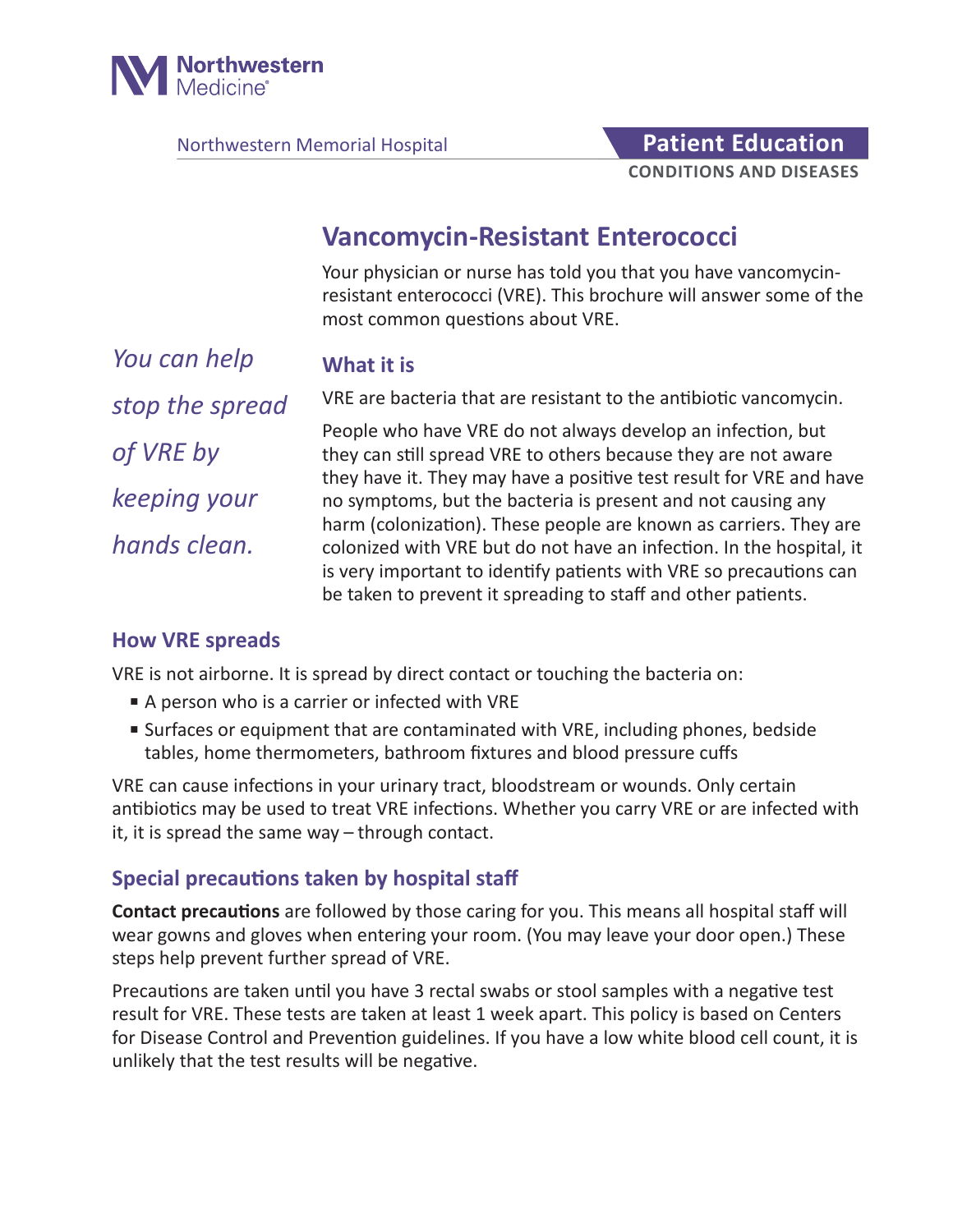Northwestern Medicine

Northwestern Memorial Hospital

**Patient Education**

**CONDITIONS AND DISEASES**

# Vancomycin-Resistant Enterococci

Your physician or nurse has told you that you have vancomycin-resistant enterococci (VRE). This brochure will answer some of the most common questions about VRE.

*You can help stop the spread of VRE by keeping your hands clean.*

## What it is

VRE are bacteria that are resistant to the antibiotic vancomycin.

People who have VRE do not always develop an infection, but they can still spread VRE to others because they are not aware they have it. They may have a positive test result for VRE and have no symptoms, but the bacteria is present and not causing any harm (colonization). These people are known as carriers. They are colonized with VRE but do not have an infection. In the hospital, it is very important to identify patients with VRE so precautions can be taken to prevent it spreading to staff and other patients.

## How VRE spreads

VRE is not airborne. It is spread by direct contact or touching the bacteria on:

- A person who is a carrier or infected with VRE
- Surfaces or equipment that are contaminated with VRE, including phones, bedside tables, home thermometers, bathroom fixtures and blood pressure cuffs

VRE can cause infections in your urinary tract, bloodstream or wounds. Only certain antibiotics may be used to treat VRE infections. Whether you carry VRE or are infected with it, it is spread the same way – through contact.

## Special precautions taken by hospital staff

**Contact precautions** are followed by those caring for you. This means all hospital staff will wear gowns and gloves when entering your room. (You may leave your door open.) These steps help prevent further spread of VRE.

Precautions are taken until you have 3 rectal swabs or stool samples with a negative test result for VRE. These tests are taken at least 1 week apart. This policy is based on Centers for Disease Control and Prevention guidelines. If you have a low white blood cell count, it is unlikely that the test results will be negative.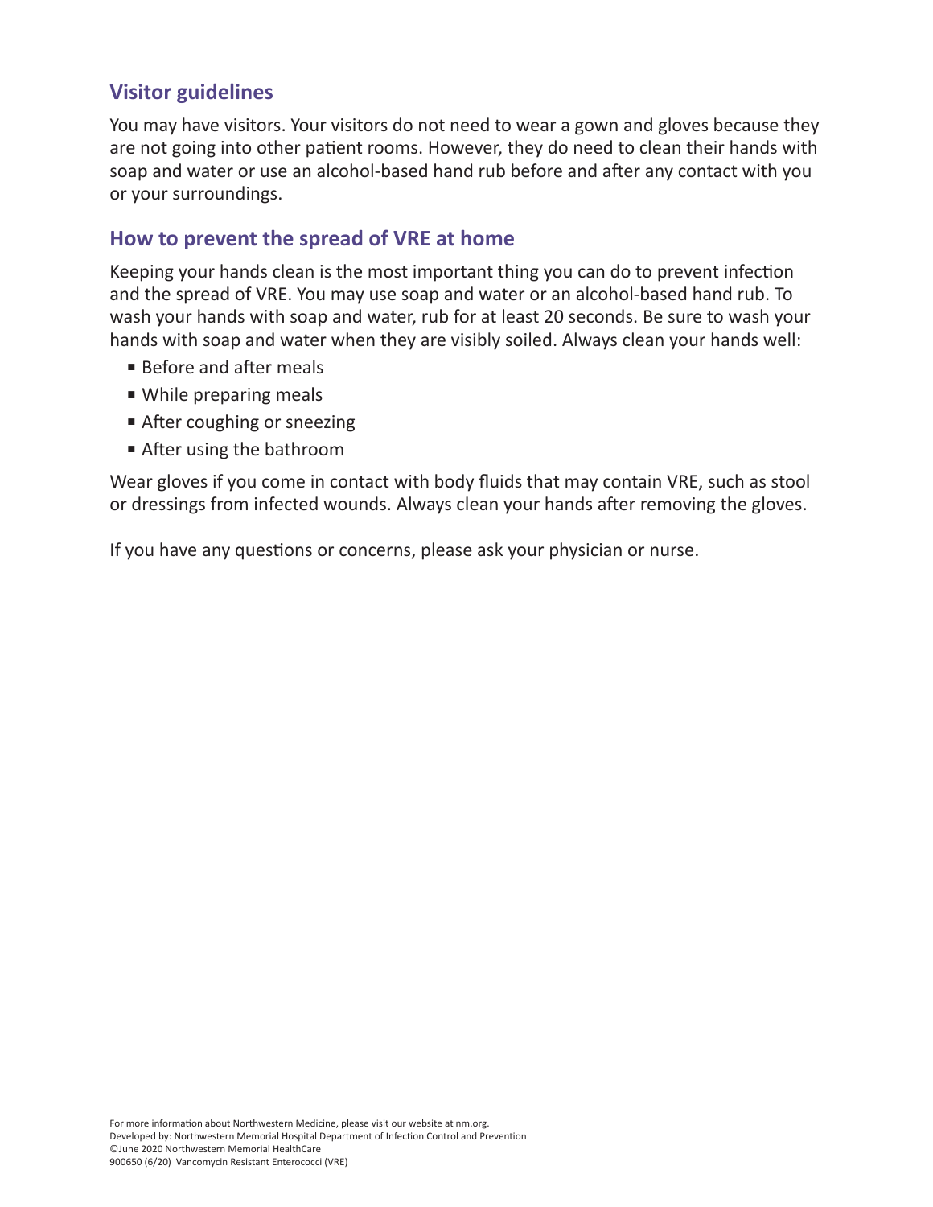## Visitor guidelines

You may have visitors. Your visitors do not need to wear a gown and gloves because they are not going into other patient rooms. However, they do need to clean their hands with soap and water or use an alcohol-based hand rub before and after any contact with you or your surroundings.

## How to prevent the spread of VRE at home

Keeping your hands clean is the most important thing you can do to prevent infection and the spread of VRE. You may use soap and water or an alcohol-based hand rub. To wash your hands with soap and water, rub for at least 20 seconds. Be sure to wash your hands with soap and water when they are visibly soiled. Always clean your hands well:

- Before and after meals
- While preparing meals
- After coughing or sneezing
- After using the bathroom

Wear gloves if you come in contact with body fluids that may contain VRE, such as stool or dressings from infected wounds. Always clean your hands after removing the gloves.

If you have any questions or concerns, please ask your physician or nurse.

For more information about Northwestern Medicine, please visit our website at nm.org.
Developed by: Northwestern Memorial Hospital Department of Infection Control and Prevention
©June 2020 Northwestern Memorial HealthCare
900650 (6/20) Vancomycin Resistant Enterococci (VRE)